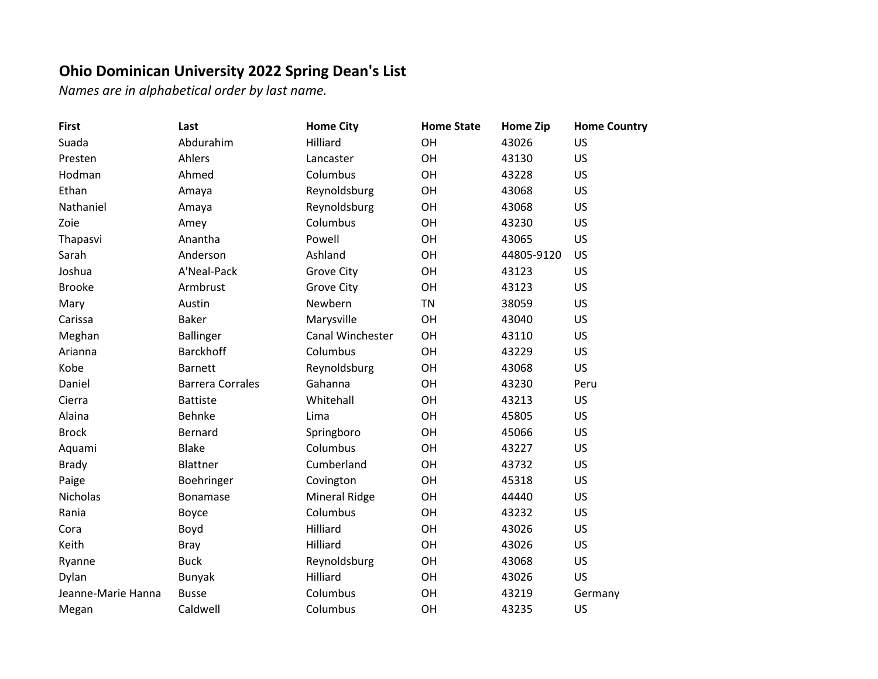# Ohio Dominican University 2022 Spring Dean's List

*Names are in alphabetical order by last name.*

| First | Last | Home City | Home State | Home Zip | Home Country |
|---|---|---|---|---|---|
| Suada | Abdurahim | Hilliard | OH | 43026 | US |
| Presten | Ahlers | Lancaster | OH | 43130 | US |
| Hodman | Ahmed | Columbus | OH | 43228 | US |
| Ethan | Amaya | Reynoldsburg | OH | 43068 | US |
| Nathaniel | Amaya | Reynoldsburg | OH | 43068 | US |
| Zoie | Amey | Columbus | OH | 43230 | US |
| Thapasvi | Anantha | Powell | OH | 43065 | US |
| Sarah | Anderson | Ashland | OH | 44805-9120 | US |
| Joshua | A'Neal-Pack | Grove City | OH | 43123 | US |
| Brooke | Armbrust | Grove City | OH | 43123 | US |
| Mary | Austin | Newbern | TN | 38059 | US |
| Carissa | Baker | Marysville | OH | 43040 | US |
| Meghan | Ballinger | Canal Winchester | OH | 43110 | US |
| Arianna | Barckhoff | Columbus | OH | 43229 | US |
| Kobe | Barnett | Reynoldsburg | OH | 43068 | US |
| Daniel | Barrera Corrales | Gahanna | OH | 43230 | Peru |
| Cierra | Battiste | Whitehall | OH | 43213 | US |
| Alaina | Behnke | Lima | OH | 45805 | US |
| Brock | Bernard | Springboro | OH | 45066 | US |
| Aquami | Blake | Columbus | OH | 43227 | US |
| Brady | Blattner | Cumberland | OH | 43732 | US |
| Paige | Boehringer | Covington | OH | 45318 | US |
| Nicholas | Bonamase | Mineral Ridge | OH | 44440 | US |
| Rania | Boyce | Columbus | OH | 43232 | US |
| Cora | Boyd | Hilliard | OH | 43026 | US |
| Keith | Bray | Hilliard | OH | 43026 | US |
| Ryanne | Buck | Reynoldsburg | OH | 43068 | US |
| Dylan | Bunyak | Hilliard | OH | 43026 | US |
| Jeanne-Marie Hanna | Busse | Columbus | OH | 43219 | Germany |
| Megan | Caldwell | Columbus | OH | 43235 | US |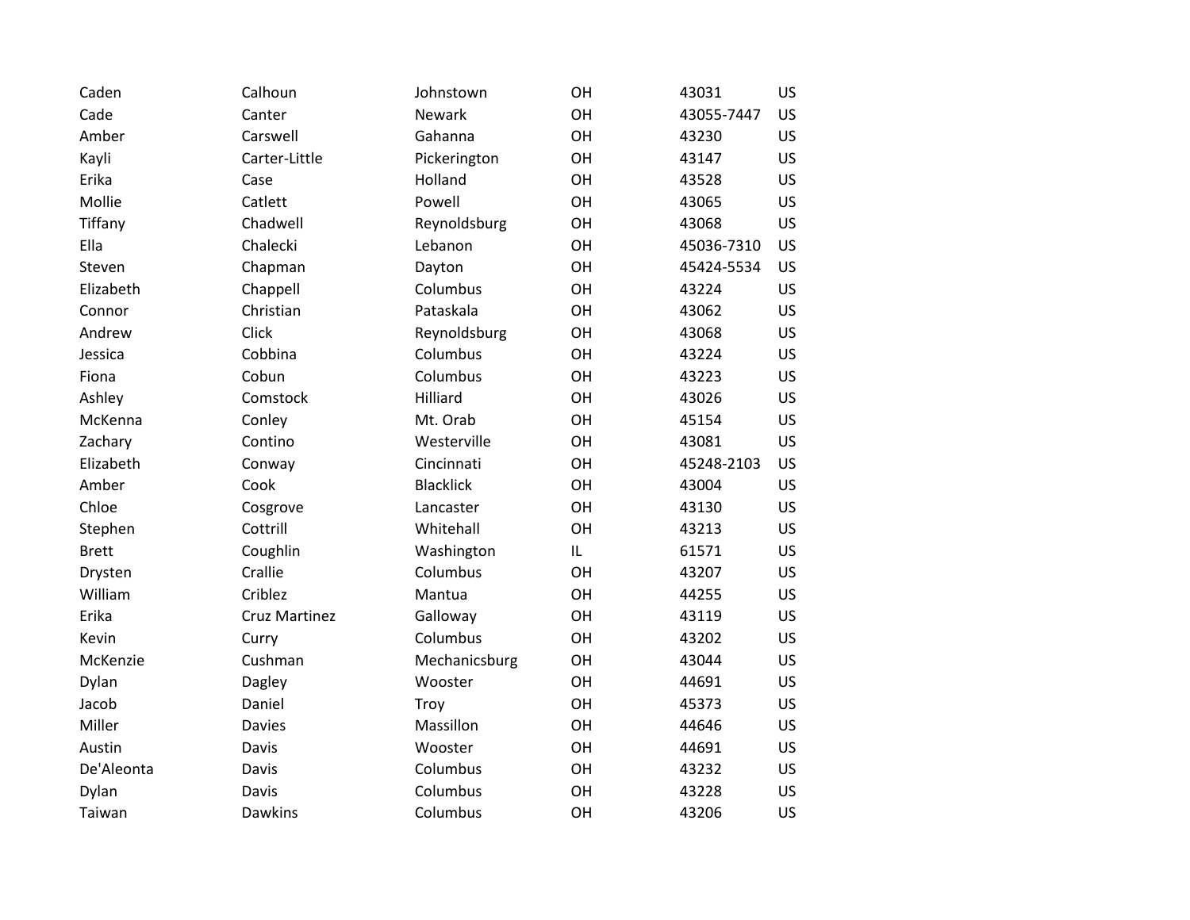| | | | | | |
|---|---|---|---|---|---|
| Caden | Calhoun | Johnstown | OH | 43031 | US |
| Cade | Canter | Newark | OH | 43055-7447 | US |
| Amber | Carswell | Gahanna | OH | 43230 | US |
| Kayli | Carter-Little | Pickerington | OH | 43147 | US |
| Erika | Case | Holland | OH | 43528 | US |
| Mollie | Catlett | Powell | OH | 43065 | US |
| Tiffany | Chadwell | Reynoldsburg | OH | 43068 | US |
| Ella | Chalecki | Lebanon | OH | 45036-7310 | US |
| Steven | Chapman | Dayton | OH | 45424-5534 | US |
| Elizabeth | Chappell | Columbus | OH | 43224 | US |
| Connor | Christian | Pataskala | OH | 43062 | US |
| Andrew | Click | Reynoldsburg | OH | 43068 | US |
| Jessica | Cobbina | Columbus | OH | 43224 | US |
| Fiona | Cobun | Columbus | OH | 43223 | US |
| Ashley | Comstock | Hilliard | OH | 43026 | US |
| McKenna | Conley | Mt. Orab | OH | 45154 | US |
| Zachary | Contino | Westerville | OH | 43081 | US |
| Elizabeth | Conway | Cincinnati | OH | 45248-2103 | US |
| Amber | Cook | Blacklick | OH | 43004 | US |
| Chloe | Cosgrove | Lancaster | OH | 43130 | US |
| Stephen | Cottrill | Whitehall | OH | 43213 | US |
| Brett | Coughlin | Washington | IL | 61571 | US |
| Drysten | Crallie | Columbus | OH | 43207 | US |
| William | Criblez | Mantua | OH | 44255 | US |
| Erika | Cruz Martinez | Galloway | OH | 43119 | US |
| Kevin | Curry | Columbus | OH | 43202 | US |
| McKenzie | Cushman | Mechanicsburg | OH | 43044 | US |
| Dylan | Dagley | Wooster | OH | 44691 | US |
| Jacob | Daniel | Troy | OH | 45373 | US |
| Miller | Davies | Massillon | OH | 44646 | US |
| Austin | Davis | Wooster | OH | 44691 | US |
| De'Aleonta | Davis | Columbus | OH | 43232 | US |
| Dylan | Davis | Columbus | OH | 43228 | US |
| Taiwan | Dawkins | Columbus | OH | 43206 | US |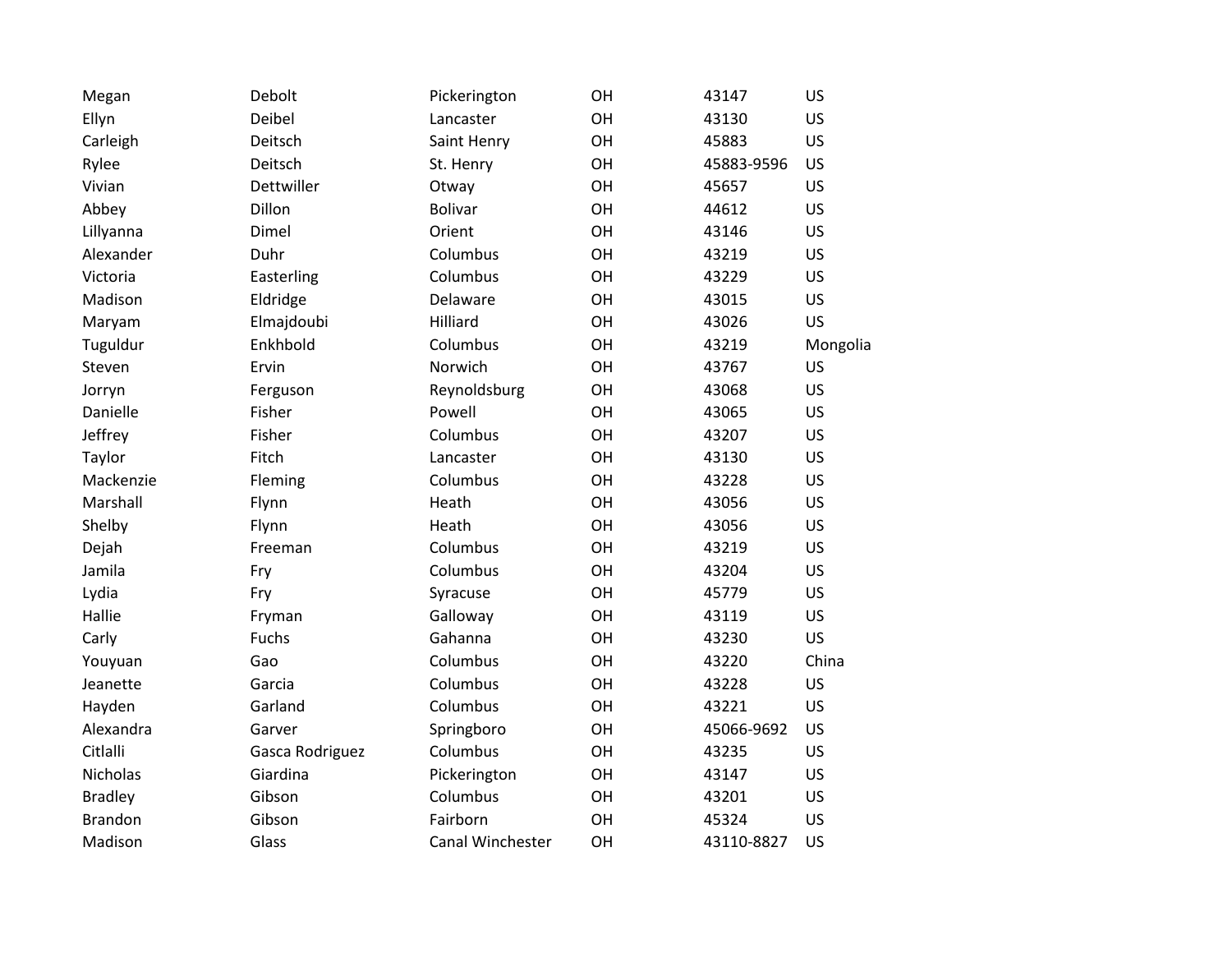| | | | | | |
|---|---|---|---|---|---|
| Megan | Debolt | Pickerington | OH | 43147 | US |
| Ellyn | Deibel | Lancaster | OH | 43130 | US |
| Carleigh | Deitsch | Saint Henry | OH | 45883 | US |
| Rylee | Deitsch | St. Henry | OH | 45883-9596 | US |
| Vivian | Dettwiller | Otway | OH | 45657 | US |
| Abbey | Dillon | Bolivar | OH | 44612 | US |
| Lillyanna | Dimel | Orient | OH | 43146 | US |
| Alexander | Duhr | Columbus | OH | 43219 | US |
| Victoria | Easterling | Columbus | OH | 43229 | US |
| Madison | Eldridge | Delaware | OH | 43015 | US |
| Maryam | Elmajdoubi | Hilliard | OH | 43026 | US |
| Tuguldur | Enkhbold | Columbus | OH | 43219 | Mongolia |
| Steven | Ervin | Norwich | OH | 43767 | US |
| Jorryn | Ferguson | Reynoldsburg | OH | 43068 | US |
| Danielle | Fisher | Powell | OH | 43065 | US |
| Jeffrey | Fisher | Columbus | OH | 43207 | US |
| Taylor | Fitch | Lancaster | OH | 43130 | US |
| Mackenzie | Fleming | Columbus | OH | 43228 | US |
| Marshall | Flynn | Heath | OH | 43056 | US |
| Shelby | Flynn | Heath | OH | 43056 | US |
| Dejah | Freeman | Columbus | OH | 43219 | US |
| Jamila | Fry | Columbus | OH | 43204 | US |
| Lydia | Fry | Syracuse | OH | 45779 | US |
| Hallie | Fryman | Galloway | OH | 43119 | US |
| Carly | Fuchs | Gahanna | OH | 43230 | US |
| Youyuan | Gao | Columbus | OH | 43220 | China |
| Jeanette | Garcia | Columbus | OH | 43228 | US |
| Hayden | Garland | Columbus | OH | 43221 | US |
| Alexandra | Garver | Springboro | OH | 45066-9692 | US |
| Citlalli | Gasca Rodriguez | Columbus | OH | 43235 | US |
| Nicholas | Giardina | Pickerington | OH | 43147 | US |
| Bradley | Gibson | Columbus | OH | 43201 | US |
| Brandon | Gibson | Fairborn | OH | 45324 | US |
| Madison | Glass | Canal Winchester | OH | 43110-8827 | US |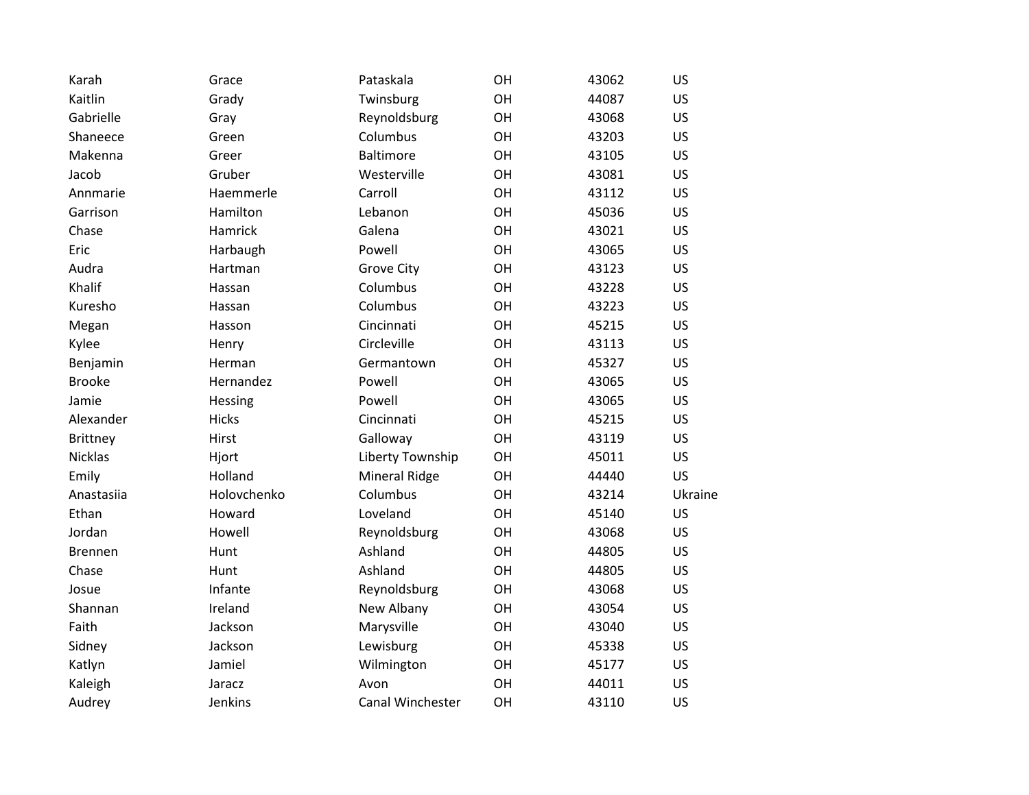| | | | | | |
|---|---|---|---|---|---|
| Karah | Grace | Pataskala | OH | 43062 | US |
| Kaitlin | Grady | Twinsburg | OH | 44087 | US |
| Gabrielle | Gray | Reynoldsburg | OH | 43068 | US |
| Shaneece | Green | Columbus | OH | 43203 | US |
| Makenna | Greer | Baltimore | OH | 43105 | US |
| Jacob | Gruber | Westerville | OH | 43081 | US |
| Annmarie | Haemmerle | Carroll | OH | 43112 | US |
| Garrison | Hamilton | Lebanon | OH | 45036 | US |
| Chase | Hamrick | Galena | OH | 43021 | US |
| Eric | Harbaugh | Powell | OH | 43065 | US |
| Audra | Hartman | Grove City | OH | 43123 | US |
| Khalif | Hassan | Columbus | OH | 43228 | US |
| Kuresho | Hassan | Columbus | OH | 43223 | US |
| Megan | Hasson | Cincinnati | OH | 45215 | US |
| Kylee | Henry | Circleville | OH | 43113 | US |
| Benjamin | Herman | Germantown | OH | 45327 | US |
| Brooke | Hernandez | Powell | OH | 43065 | US |
| Jamie | Hessing | Powell | OH | 43065 | US |
| Alexander | Hicks | Cincinnati | OH | 45215 | US |
| Brittney | Hirst | Galloway | OH | 43119 | US |
| Nicklas | Hjort | Liberty Township | OH | 45011 | US |
| Emily | Holland | Mineral Ridge | OH | 44440 | US |
| Anastasiia | Holovchenko | Columbus | OH | 43214 | Ukraine |
| Ethan | Howard | Loveland | OH | 45140 | US |
| Jordan | Howell | Reynoldsburg | OH | 43068 | US |
| Brennen | Hunt | Ashland | OH | 44805 | US |
| Chase | Hunt | Ashland | OH | 44805 | US |
| Josue | Infante | Reynoldsburg | OH | 43068 | US |
| Shannan | Ireland | New Albany | OH | 43054 | US |
| Faith | Jackson | Marysville | OH | 43040 | US |
| Sidney | Jackson | Lewisburg | OH | 45338 | US |
| Katlyn | Jamiel | Wilmington | OH | 45177 | US |
| Kaleigh | Jaracz | Avon | OH | 44011 | US |
| Audrey | Jenkins | Canal Winchester | OH | 43110 | US |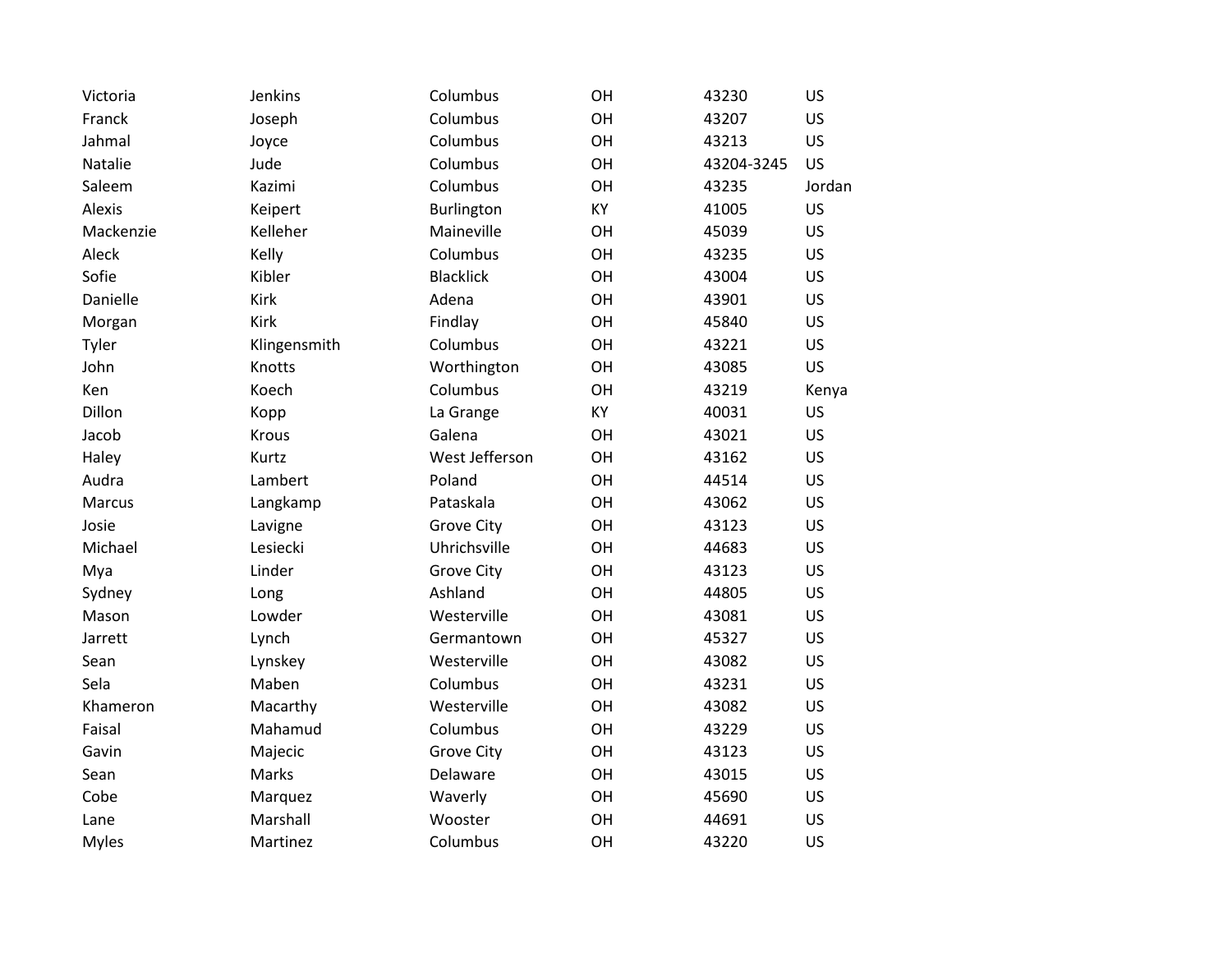| | | | | | |
|---|---|---|---|---|---|
| Victoria | Jenkins | Columbus | OH | 43230 | US |
| Franck | Joseph | Columbus | OH | 43207 | US |
| Jahmal | Joyce | Columbus | OH | 43213 | US |
| Natalie | Jude | Columbus | OH | 43204-3245 | US |
| Saleem | Kazimi | Columbus | OH | 43235 | Jordan |
| Alexis | Keipert | Burlington | KY | 41005 | US |
| Mackenzie | Kelleher | Maineville | OH | 45039 | US |
| Aleck | Kelly | Columbus | OH | 43235 | US |
| Sofie | Kibler | Blacklick | OH | 43004 | US |
| Danielle | Kirk | Adena | OH | 43901 | US |
| Morgan | Kirk | Findlay | OH | 45840 | US |
| Tyler | Klingensmith | Columbus | OH | 43221 | US |
| John | Knotts | Worthington | OH | 43085 | US |
| Ken | Koech | Columbus | OH | 43219 | Kenya |
| Dillon | Kopp | La Grange | KY | 40031 | US |
| Jacob | Krous | Galena | OH | 43021 | US |
| Haley | Kurtz | West Jefferson | OH | 43162 | US |
| Audra | Lambert | Poland | OH | 44514 | US |
| Marcus | Langkamp | Pataskala | OH | 43062 | US |
| Josie | Lavigne | Grove City | OH | 43123 | US |
| Michael | Lesiecki | Uhrichsville | OH | 44683 | US |
| Mya | Linder | Grove City | OH | 43123 | US |
| Sydney | Long | Ashland | OH | 44805 | US |
| Mason | Lowder | Westerville | OH | 43081 | US |
| Jarrett | Lynch | Germantown | OH | 45327 | US |
| Sean | Lynskey | Westerville | OH | 43082 | US |
| Sela | Maben | Columbus | OH | 43231 | US |
| Khameron | Macarthy | Westerville | OH | 43082 | US |
| Faisal | Mahamud | Columbus | OH | 43229 | US |
| Gavin | Majecic | Grove City | OH | 43123 | US |
| Sean | Marks | Delaware | OH | 43015 | US |
| Cobe | Marquez | Waverly | OH | 45690 | US |
| Lane | Marshall | Wooster | OH | 44691 | US |
| Myles | Martinez | Columbus | OH | 43220 | US |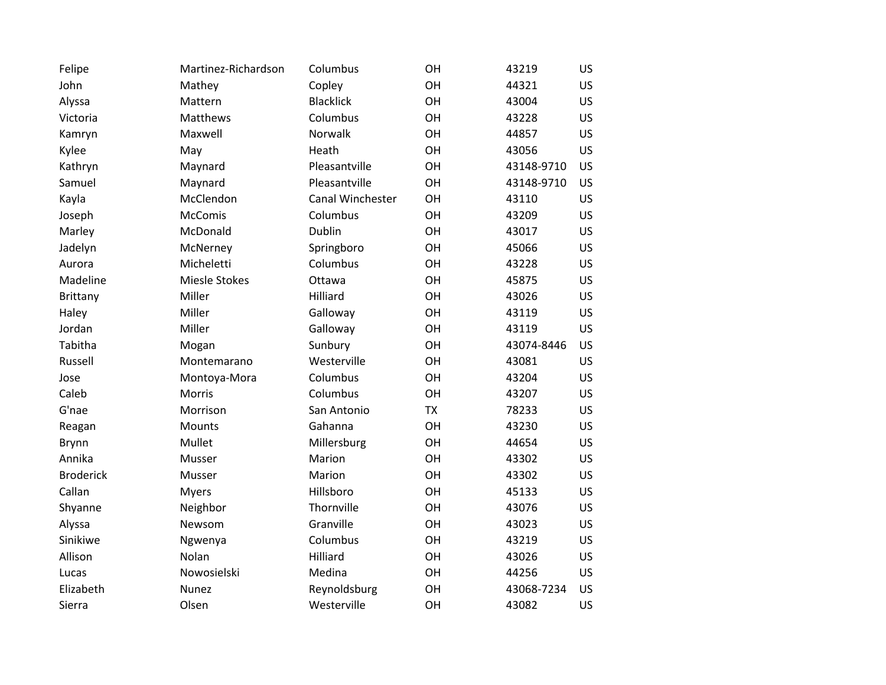| | | | | | |
|---|---|---|---|---|---|
| Felipe | Martinez-Richardson | Columbus | OH | 43219 | US |
| John | Mathey | Copley | OH | 44321 | US |
| Alyssa | Mattern | Blacklick | OH | 43004 | US |
| Victoria | Matthews | Columbus | OH | 43228 | US |
| Kamryn | Maxwell | Norwalk | OH | 44857 | US |
| Kylee | May | Heath | OH | 43056 | US |
| Kathryn | Maynard | Pleasantville | OH | 43148-9710 | US |
| Samuel | Maynard | Pleasantville | OH | 43148-9710 | US |
| Kayla | McClendon | Canal Winchester | OH | 43110 | US |
| Joseph | McComis | Columbus | OH | 43209 | US |
| Marley | McDonald | Dublin | OH | 43017 | US |
| Jadelyn | McNerney | Springboro | OH | 45066 | US |
| Aurora | Micheletti | Columbus | OH | 43228 | US |
| Madeline | Miesle Stokes | Ottawa | OH | 45875 | US |
| Brittany | Miller | Hilliard | OH | 43026 | US |
| Haley | Miller | Galloway | OH | 43119 | US |
| Jordan | Miller | Galloway | OH | 43119 | US |
| Tabitha | Mogan | Sunbury | OH | 43074-8446 | US |
| Russell | Montemarano | Westerville | OH | 43081 | US |
| Jose | Montoya-Mora | Columbus | OH | 43204 | US |
| Caleb | Morris | Columbus | OH | 43207 | US |
| G'nae | Morrison | San Antonio | TX | 78233 | US |
| Reagan | Mounts | Gahanna | OH | 43230 | US |
| Brynn | Mullet | Millersburg | OH | 44654 | US |
| Annika | Musser | Marion | OH | 43302 | US |
| Broderick | Musser | Marion | OH | 43302 | US |
| Callan | Myers | Hillsboro | OH | 45133 | US |
| Shyanne | Neighbor | Thornville | OH | 43076 | US |
| Alyssa | Newsom | Granville | OH | 43023 | US |
| Sinikiwe | Ngwenya | Columbus | OH | 43219 | US |
| Allison | Nolan | Hilliard | OH | 43026 | US |
| Lucas | Nowosielski | Medina | OH | 44256 | US |
| Elizabeth | Nunez | Reynoldsburg | OH | 43068-7234 | US |
| Sierra | Olsen | Westerville | OH | 43082 | US |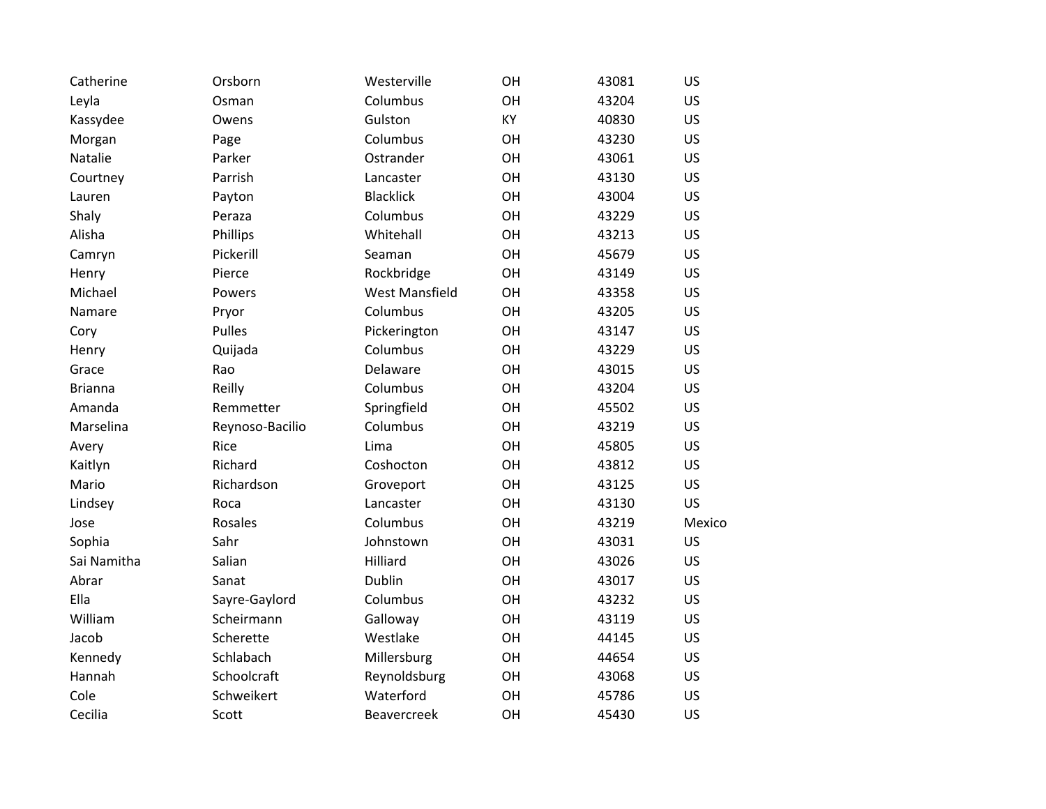| | | | | | |
|---|---|---|---|---|---|
| Catherine | Orsborn | Westerville | OH | 43081 | US |
| Leyla | Osman | Columbus | OH | 43204 | US |
| Kassydee | Owens | Gulston | KY | 40830 | US |
| Morgan | Page | Columbus | OH | 43230 | US |
| Natalie | Parker | Ostrander | OH | 43061 | US |
| Courtney | Parrish | Lancaster | OH | 43130 | US |
| Lauren | Payton | Blacklick | OH | 43004 | US |
| Shaly | Peraza | Columbus | OH | 43229 | US |
| Alisha | Phillips | Whitehall | OH | 43213 | US |
| Camryn | Pickerill | Seaman | OH | 45679 | US |
| Henry | Pierce | Rockbridge | OH | 43149 | US |
| Michael | Powers | West Mansfield | OH | 43358 | US |
| Namare | Pryor | Columbus | OH | 43205 | US |
| Cory | Pulles | Pickerington | OH | 43147 | US |
| Henry | Quijada | Columbus | OH | 43229 | US |
| Grace | Rao | Delaware | OH | 43015 | US |
| Brianna | Reilly | Columbus | OH | 43204 | US |
| Amanda | Remmetter | Springfield | OH | 45502 | US |
| Marselina | Reynoso-Bacilio | Columbus | OH | 43219 | US |
| Avery | Rice | Lima | OH | 45805 | US |
| Kaitlyn | Richard | Coshocton | OH | 43812 | US |
| Mario | Richardson | Groveport | OH | 43125 | US |
| Lindsey | Roca | Lancaster | OH | 43130 | US |
| Jose | Rosales | Columbus | OH | 43219 | Mexico |
| Sophia | Sahr | Johnstown | OH | 43031 | US |
| Sai Namitha | Salian | Hilliard | OH | 43026 | US |
| Abrar | Sanat | Dublin | OH | 43017 | US |
| Ella | Sayre-Gaylord | Columbus | OH | 43232 | US |
| William | Scheirmann | Galloway | OH | 43119 | US |
| Jacob | Scherette | Westlake | OH | 44145 | US |
| Kennedy | Schlabach | Millersburg | OH | 44654 | US |
| Hannah | Schoolcraft | Reynoldsburg | OH | 43068 | US |
| Cole | Schweikert | Waterford | OH | 45786 | US |
| Cecilia | Scott | Beavercreek | OH | 45430 | US |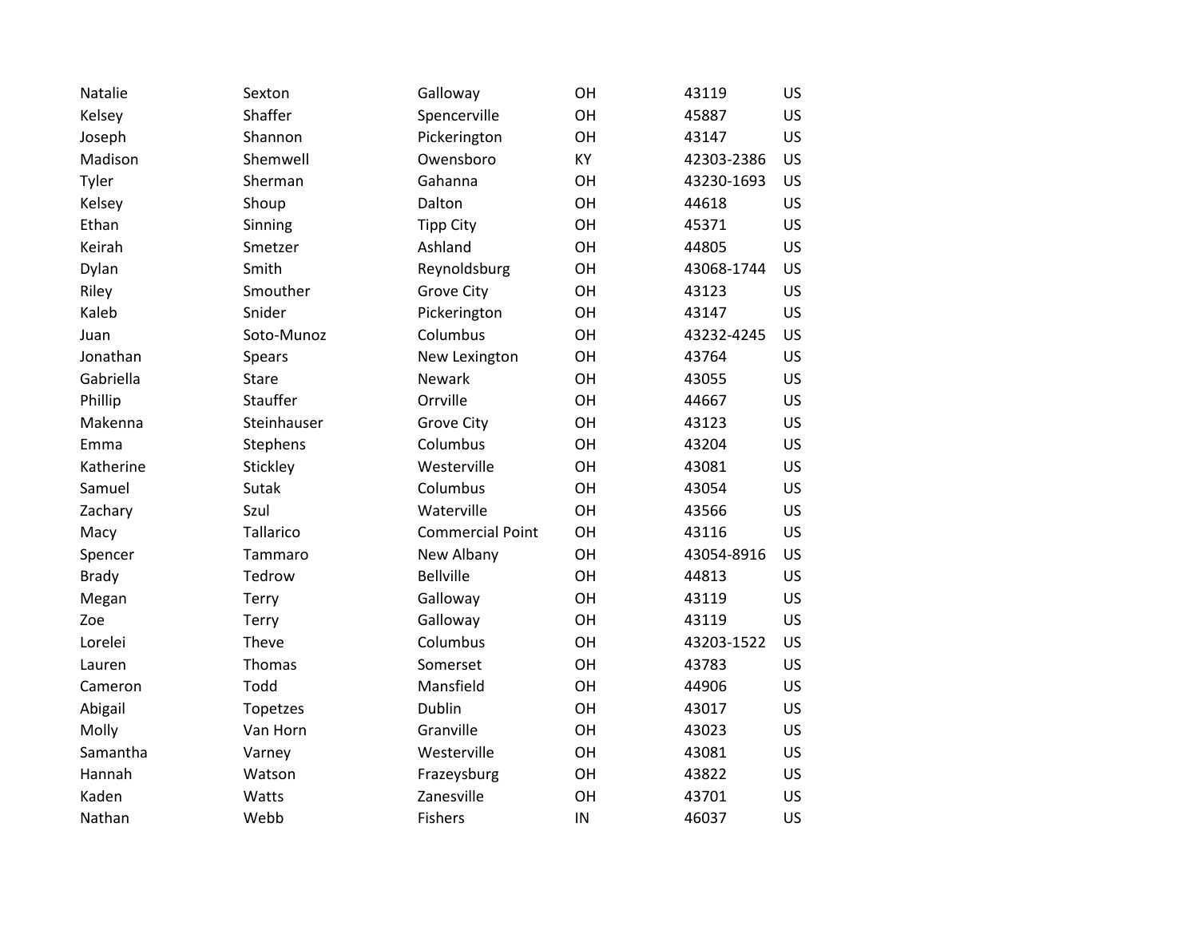| | | | | | |
|---|---|---|---|---|---|
| Natalie | Sexton | Galloway | OH | 43119 | US |
| Kelsey | Shaffer | Spencerville | OH | 45887 | US |
| Joseph | Shannon | Pickerington | OH | 43147 | US |
| Madison | Shemwell | Owensboro | KY | 42303-2386 | US |
| Tyler | Sherman | Gahanna | OH | 43230-1693 | US |
| Kelsey | Shoup | Dalton | OH | 44618 | US |
| Ethan | Sinning | Tipp City | OH | 45371 | US |
| Keirah | Smetzer | Ashland | OH | 44805 | US |
| Dylan | Smith | Reynoldsburg | OH | 43068-1744 | US |
| Riley | Smouther | Grove City | OH | 43123 | US |
| Kaleb | Snider | Pickerington | OH | 43147 | US |
| Juan | Soto-Munoz | Columbus | OH | 43232-4245 | US |
| Jonathan | Spears | New Lexington | OH | 43764 | US |
| Gabriella | Stare | Newark | OH | 43055 | US |
| Phillip | Stauffer | Orrville | OH | 44667 | US |
| Makenna | Steinhauser | Grove City | OH | 43123 | US |
| Emma | Stephens | Columbus | OH | 43204 | US |
| Katherine | Stickley | Westerville | OH | 43081 | US |
| Samuel | Sutak | Columbus | OH | 43054 | US |
| Zachary | Szul | Waterville | OH | 43566 | US |
| Macy | Tallarico | Commercial Point | OH | 43116 | US |
| Spencer | Tammaro | New Albany | OH | 43054-8916 | US |
| Brady | Tedrow | Bellville | OH | 44813 | US |
| Megan | Terry | Galloway | OH | 43119 | US |
| Zoe | Terry | Galloway | OH | 43119 | US |
| Lorelei | Theve | Columbus | OH | 43203-1522 | US |
| Lauren | Thomas | Somerset | OH | 43783 | US |
| Cameron | Todd | Mansfield | OH | 44906 | US |
| Abigail | Topetzes | Dublin | OH | 43017 | US |
| Molly | Van Horn | Granville | OH | 43023 | US |
| Samantha | Varney | Westerville | OH | 43081 | US |
| Hannah | Watson | Frazeysburg | OH | 43822 | US |
| Kaden | Watts | Zanesville | OH | 43701 | US |
| Nathan | Webb | Fishers | IN | 46037 | US |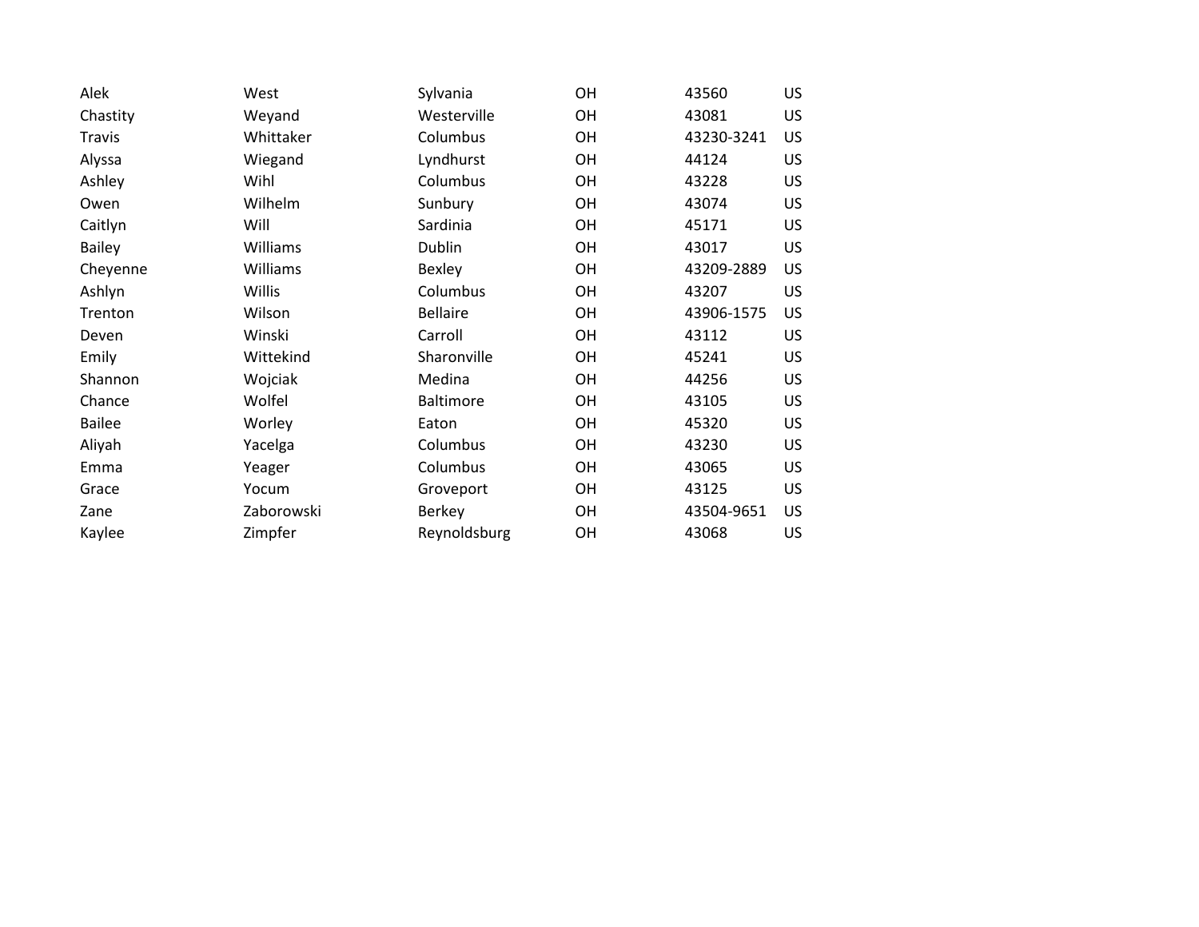| | | | | | |
|---|---|---|---|---|---|
| Alek | West | Sylvania | OH | 43560 | US |
| Chastity | Weyand | Westerville | OH | 43081 | US |
| Travis | Whittaker | Columbus | OH | 43230-3241 | US |
| Alyssa | Wiegand | Lyndhurst | OH | 44124 | US |
| Ashley | Wihl | Columbus | OH | 43228 | US |
| Owen | Wilhelm | Sunbury | OH | 43074 | US |
| Caitlyn | Will | Sardinia | OH | 45171 | US |
| Bailey | Williams | Dublin | OH | 43017 | US |
| Cheyenne | Williams | Bexley | OH | 43209-2889 | US |
| Ashlyn | Willis | Columbus | OH | 43207 | US |
| Trenton | Wilson | Bellaire | OH | 43906-1575 | US |
| Deven | Winski | Carroll | OH | 43112 | US |
| Emily | Wittekind | Sharonville | OH | 45241 | US |
| Shannon | Wojciak | Medina | OH | 44256 | US |
| Chance | Wolfel | Baltimore | OH | 43105 | US |
| Bailee | Worley | Eaton | OH | 45320 | US |
| Aliyah | Yacelga | Columbus | OH | 43230 | US |
| Emma | Yeager | Columbus | OH | 43065 | US |
| Grace | Yocum | Groveport | OH | 43125 | US |
| Zane | Zaborowski | Berkey | OH | 43504-9651 | US |
| Kaylee | Zimpfer | Reynoldsburg | OH | 43068 | US |